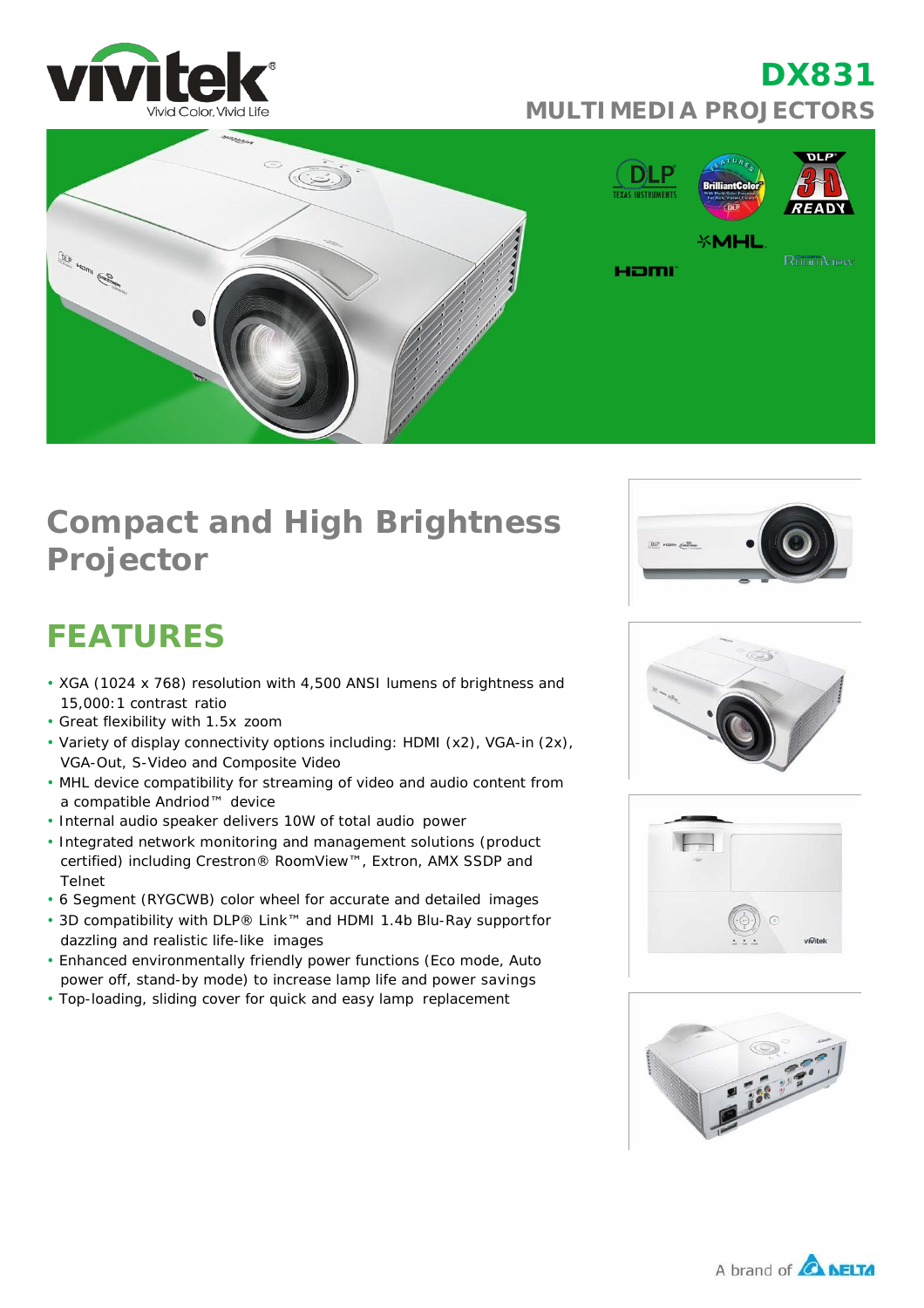# DX831

## MULTIMEDIA PROJECTORS

# Compact and High Brightness Projector

## FEATURES

- XGA (1024 x 768) resolution with 4,500 ANSI lumens of brightness and 15,000:1 contrast ratio
- Great flexibility with 1.5x zoom
- Variety of display connectivity options including: HDMI (x2), VGA-in (2x), VGA-Out, S-Video and Composite Video
- MHL device compatibility for streaming of video and audio content from a compatible Andriod™ device
- Internal audio speaker delivers 10W of total audio power
- Integrated network monitoring and management solutions (product certified) including Crestron® RoomView™, Extron, AMX SSDP and Telnet
- 6 Segment (RYGCWB) color wheel for accurate and detailed images
- 3D compatibility with DLP® Link™ and HDMI 1.4b Blu-Ray support for dazzling and realistic life-like images
- Enhanced environmentally friendly power functions (Eco mode, Auto power off, stand-by mode) to increase lamp life and power savings
- Top-loading, sliding cover for quick and easy lamp replacement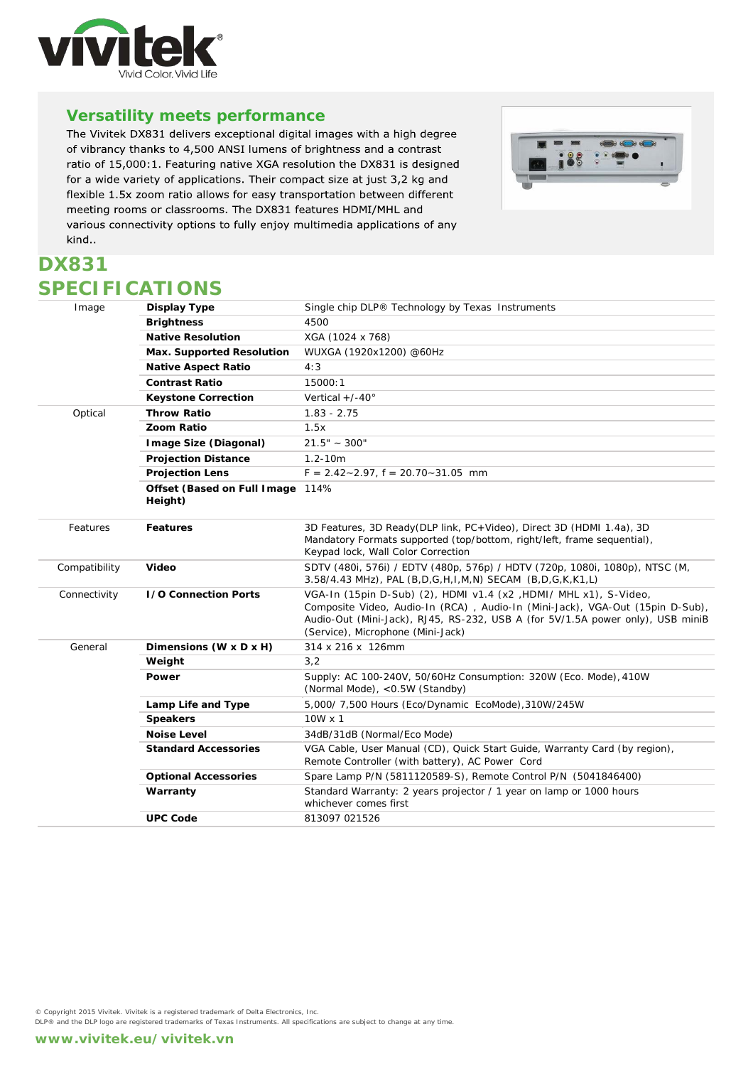## Versatility meets performance

The Vivitek DX831 delivers exceptional digital images with a high degree of vibrancy thanks to 4,500 ANSI lumens of brightness and a contrast ratio of 15,000:1. Featuring native XGA resolution the DX831 is designed for a wide variety of applications. Their compact size at just 3,2 kg and flexible 1.5x zoom ratio allows for easy transportation between different meeting rooms or classrooms. The DX831 features HDMI/MHL and various connectivity options to fully enjoy multimedia applications of any kind..

# DX831 SPECIFICATIONS

| | | |
|---|---|---|
| Image | **Display Type** | Single chip DLP® Technology by Texas Instruments |
| | **Brightness** | 4500 |
| | **Native Resolution** | XGA (1024 x 768) |
| | **Max. Supported Resolution** | WUXGA (1920x1200) @60Hz |
| | **Native Aspect Ratio** | 4:3 |
| | **Contrast Ratio** | 15000:1 |
| | **Keystone Correction** | Vertical +/-40° |
| Optical | **Throw Ratio** | 1.83 - 2.75 |
| | **Zoom Ratio** | 1.5x |
| | **Image Size (Diagonal)** | 21.5" ~ 300" |
| | **Projection Distance** | 1.2-10m |
| | **Projection Lens** | F = 2.42~2.97, f = 20.70~31.05 mm |
| | **Offset (Based on Full Image Height)** | 114% |
| Features | **Features** | 3D Features, 3D Ready(DLP link, PC+Video), Direct 3D (HDMI 1.4a), 3D Mandatory Formats supported (top/bottom, right/left, frame sequential), Keypad lock, Wall Color Correction |
| Compatibility | **Video** | SDTV (480i, 576i) / EDTV (480p, 576p) / HDTV (720p, 1080i, 1080p), NTSC (M, 3.58/4.43 MHz), PAL (B,D,G,H,I,M,N) SECAM (B,D,G,K,K1,L) |
| Connectivity | **I/O Connection Ports** | VGA-In (15pin D-Sub) (2), HDMI v1.4 (x2 ,HDMI/ MHL x1), S-Video, Composite Video, Audio-In (RCA) , Audio-In (Mini-Jack), VGA-Out (15pin D-Sub), Audio-Out (Mini-Jack), RJ45, RS-232, USB A (for 5V/1.5A power only), USB miniB (Service), Microphone (Mini-Jack) |
| General | **Dimensions (W x D x H)** | 314 x 216 x 126mm |
| | **Weight** | 3,2 |
| | **Power** | Supply: AC 100-240V, 50/60Hz Consumption: 320W (Eco. Mode), 410W (Normal Mode), <0.5W (Standby) |
| | **Lamp Life and Type** | 5,000/ 7,500 Hours (Eco/Dynamic EcoMode),310W/245W |
| | **Speakers** | 10W x 1 |
| | **Noise Level** | 34dB/31dB (Normal/Eco Mode) |
| | **Standard Accessories** | VGA Cable, User Manual (CD), Quick Start Guide, Warranty Card (by region), Remote Controller (with battery), AC Power Cord |
| | **Optional Accessories** | Spare Lamp P/N (5811120589-S), Remote Control P/N (5041846400) |
| | **Warranty** | Standard Warranty: 2 years projector / 1 year on lamp or 1000 hours whichever comes first |
| | **UPC Code** | 813097 021526 |

© Copyright 2015 Vivitek. Vivitek is a registered trademark of Delta Electronics, Inc.
DLP® and the DLP logo are registered trademarks of Texas Instruments. All specifications are subject to change at any time.

**www.vivitek.eu/vivitek.vn**